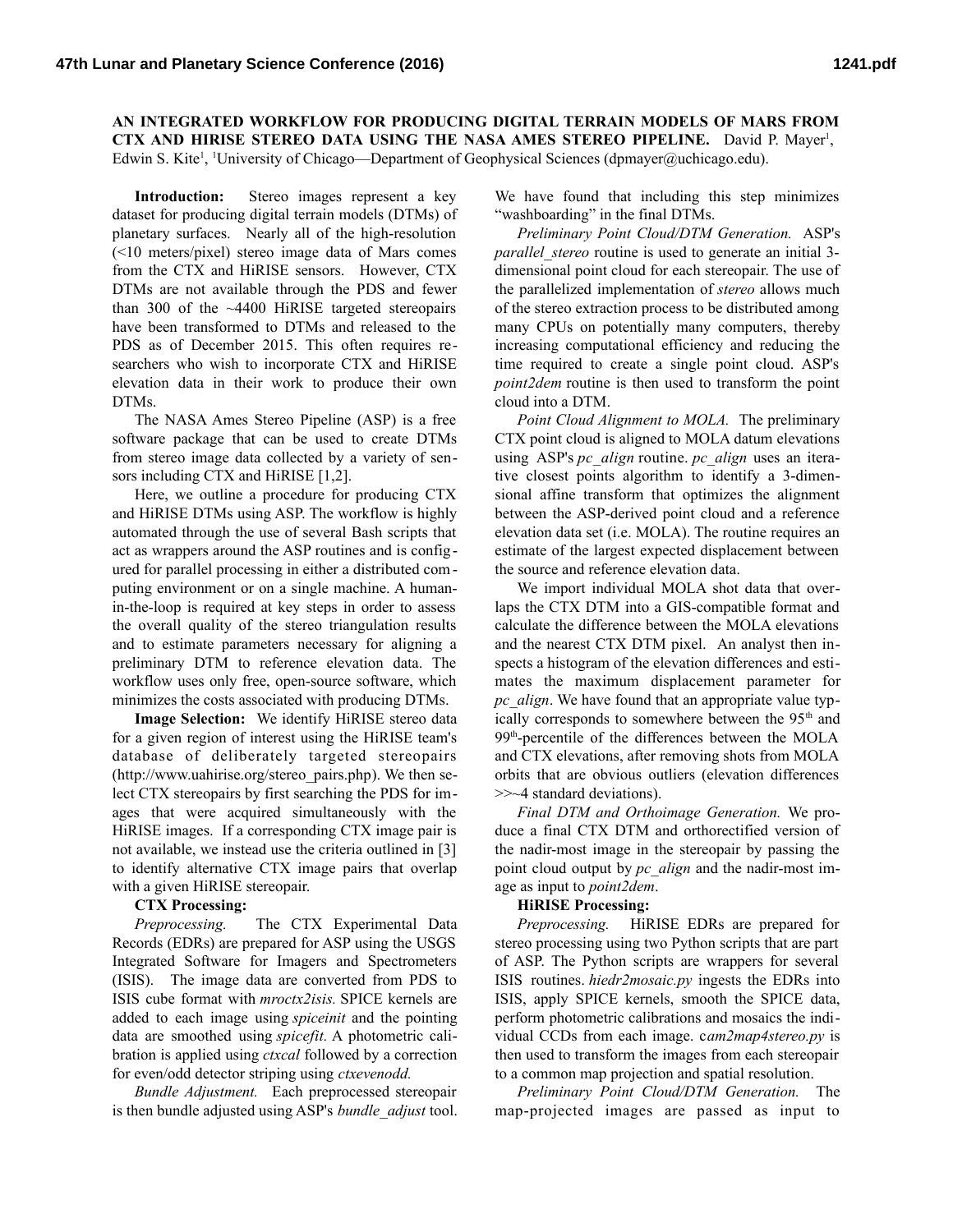# AN INTEGRATED WORKFLOW FOR PRODUCING DIGITAL TERRAIN MODELS OF MARS FROM CTX AND HIRISE STEREO DATA USING THE NASA AMES STEREO PIPELINE.

David P. Mayer[1], Edwin S. Kite[1], [1]University of Chicago—Department of Geophysical Sciences (dpmayer@uchicago.edu).

**Introduction:** Stereo images represent a key dataset for producing digital terrain models (DTMs) of planetary surfaces. Nearly all of the high-resolution (<10 meters/pixel) stereo image data of Mars comes from the CTX and HiRISE sensors. However, CTX DTMs are not available through the PDS and fewer than 300 of the ~4400 HiRISE targeted stereopairs have been transformed to DTMs and released to the PDS as of December 2015. This often requires researchers who wish to incorporate CTX and HiRISE elevation data in their work to produce their own DTMs.

The NASA Ames Stereo Pipeline (ASP) is a free software package that can be used to create DTMs from stereo image data collected by a variety of sensors including CTX and HiRISE [1,2].

Here, we outline a procedure for producing CTX and HiRISE DTMs using ASP. The workflow is highly automated through the use of several Bash scripts that act as wrappers around the ASP routines and is configured for parallel processing in either a distributed computing environment or on a single machine. A human-in-the-loop is required at key steps in order to assess the overall quality of the stereo triangulation results and to estimate parameters necessary for aligning a preliminary DTM to reference elevation data. The workflow uses only free, open-source software, which minimizes the costs associated with producing DTMs.

**Image Selection:** We identify HiRISE stereo data for a given region of interest using the HiRISE team's database of deliberately targeted stereopairs (http://www.uahirise.org/stereo_pairs.php). We then select CTX stereopairs by first searching the PDS for images that were acquired simultaneously with the HiRISE images. If a corresponding CTX image pair is not available, we instead use the criteria outlined in [3] to identify alternative CTX image pairs that overlap with a given HiRISE stereopair.

**CTX Processing:**

*Preprocessing.* The CTX Experimental Data Records (EDRs) are prepared for ASP using the USGS Integrated Software for Imagers and Spectrometers (ISIS). The image data are converted from PDS to ISIS cube format with *mroctx2isis.* SPICE kernels are added to each image using *spiceinit* and the pointing data are smoothed using *spicefit*. A photometric calibration is applied using *ctxcal* followed by a correction for even/odd detector striping using *ctxevenodd.*

*Bundle Adjustment.* Each preprocessed stereopair is then bundle adjusted using ASP's *bundle_adjust* tool. We have found that including this step minimizes "washboarding" in the final DTMs.

*Preliminary Point Cloud/DTM Generation.* ASP's *parallel_stereo* routine is used to generate an initial 3-dimensional point cloud for each stereopair. The use of the parallelized implementation of *stereo* allows much of the stereo extraction process to be distributed among many CPUs on potentially many computers, thereby increasing computational efficiency and reducing the time required to create a single point cloud. ASP's *point2dem* routine is then used to transform the point cloud into a DTM.

*Point Cloud Alignment to MOLA.* The preliminary CTX point cloud is aligned to MOLA datum elevations using ASP's *pc_align* routine. *pc_align* uses an iterative closest points algorithm to identify a 3-dimensional affine transform that optimizes the alignment between the ASP-derived point cloud and a reference elevation data set (i.e. MOLA). The routine requires an estimate of the largest expected displacement between the source and reference elevation data.

We import individual MOLA shot data that overlaps the CTX DTM into a GIS-compatible format and calculate the difference between the MOLA elevations and the nearest CTX DTM pixel. An analyst then inspects a histogram of the elevation differences and estimates the maximum displacement parameter for *pc_align*. We have found that an appropriate value typically corresponds to somewhere between the 95$^{th}$ and 99$^{th}$-percentile of the differences between the MOLA and CTX elevations, after removing shots from MOLA orbits that are obvious outliers (elevation differences >>~4 standard deviations).

*Final DTM and Orthoimage Generation.* We produce a final CTX DTM and orthorectified version of the nadir-most image in the stereopair by passing the point cloud output by *pc_align* and the nadir-most image as input to *point2dem*.

**HiRISE Processing:**

*Preprocessing.* HiRISE EDRs are prepared for stereo processing using two Python scripts that are part of ASP. The Python scripts are wrappers for several ISIS routines. *hiedr2mosaic.py* ingests the EDRs into ISIS, apply SPICE kernels, smooth the SPICE data, perform photometric calibrations and mosaics the individual CCDs from each image. c*am2map4stereo.py* is then used to transform the images from each stereopair to a common map projection and spatial resolution.

*Preliminary Point Cloud/DTM Generation.* The map-projected images are passed as input to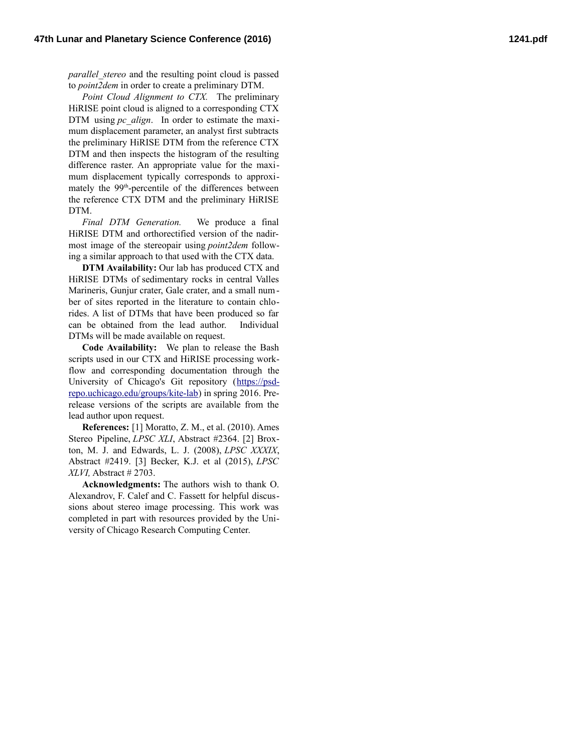*parallel_stereo* and the resulting point cloud is passed to *point2dem* in order to create a preliminary DTM.

*Point Cloud Alignment to CTX.* The preliminary HiRISE point cloud is aligned to a corresponding CTX DTM using *pc_align*. In order to estimate the maximum displacement parameter, an analyst first subtracts the preliminary HiRISE DTM from the reference CTX DTM and then inspects the histogram of the resulting difference raster. An appropriate value for the maximum displacement typically corresponds to approximately the 99th-percentile of the differences between the reference CTX DTM and the preliminary HiRISE DTM.

*Final DTM Generation.* We produce a final HiRISE DTM and orthorectified version of the nadir-most image of the stereopair using *point2dem* following a similar approach to that used with the CTX data.

**DTM Availability:** Our lab has produced CTX and HiRISE DTMs of sedimentary rocks in central Valles Marineris, Gunjur crater, Gale crater, and a small number of sites reported in the literature to contain chlorides. A list of DTMs that have been produced so far can be obtained from the lead author. Individual DTMs will be made available on request.

**Code Availability:** We plan to release the Bash scripts used in our CTX and HiRISE processing workflow and corresponding documentation through the University of Chicago's Git repository (https://psd-repo.uchicago.edu/groups/kite-lab) in spring 2016. Pre-release versions of the scripts are available from the lead author upon request.

**References:** [1] Moratto, Z. M., et al. (2010). Ames Stereo Pipeline, *LPSC XLI*, Abstract #2364. [2] Broxton, M. J. and Edwards, L. J. (2008), *LPSC XXXIX*, Abstract #2419. [3] Becker, K.J. et al (2015), *LPSC XLVI,* Abstract # 2703.

**Acknowledgments:** The authors wish to thank O. Alexandrov, F. Calef and C. Fassett for helpful discussions about stereo image processing. This work was completed in part with resources provided by the University of Chicago Research Computing Center.